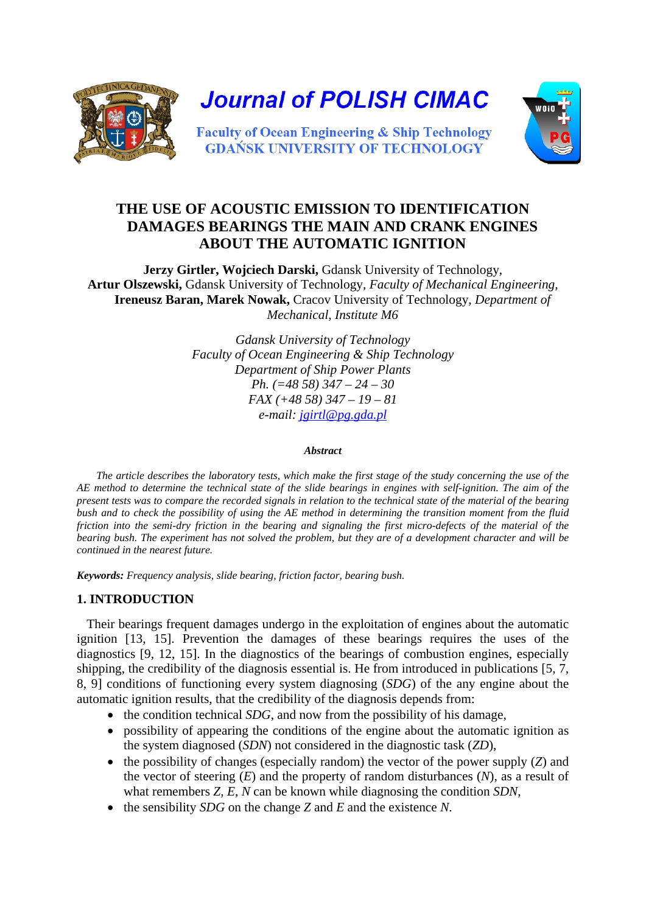Journal of POLISH CIMAC

Faculty of Ocean Engineering & Ship Technology
GDAŃSK UNIVERSITY OF TECHNOLOGY

# THE USE OF ACOUSTIC EMISSION TO IDENTIFICATION DAMAGES BEARINGS THE MAIN AND CRANK ENGINES ABOUT THE AUTOMATIC IGNITION

**Jerzy Girtler, Wojciech Darski,** Gdansk University of Technology,
**Artur Olszewski,** Gdansk University of Technology, *Faculty of Mechanical Engineering,*
**Ireneusz Baran, Marek Nowak,** Cracov University of Technology, *Department of Mechanical, Institute M6*

*Gdansk University of Technology*
*Faculty of Ocean Engineering & Ship Technology*
*Department of Ship Power Plants*
*Ph. (=48 58) 347 – 24 – 30*
*FAX (+48 58) 347 – 19 – 81*
*e-mail: jgirtl@pg.gda.pl*

***Abstract***

*The article describes the laboratory tests, which make the first stage of the study concerning the use of the AE method to determine the technical state of the slide bearings in engines with self-ignition. The aim of the present tests was to compare the recorded signals in relation to the technical state of the material of the bearing bush and to check the possibility of using the AE method in determining the transition moment from the fluid friction into the semi-dry friction in the bearing and signaling the first micro-defects of the material of the bearing bush. The experiment has not solved the problem, but they are of a development character and will be continued in the nearest future.*

***Keywords:*** *Frequency analysis, slide bearing, friction factor, bearing bush.*

## 1. INTRODUCTION

Their bearings frequent damages undergo in the exploitation of engines about the automatic ignition [13, 15]. Prevention the damages of these bearings requires the uses of the diagnostics [9, 12, 15]. In the diagnostics of the bearings of combustion engines, especially shipping, the credibility of the diagnosis essential is. He from introduced in publications [5, 7, 8, 9] conditions of functioning every system diagnosing (*SDG*) of the any engine about the automatic ignition results, that the credibility of the diagnosis depends from:

- the condition technical *SDG*, and now from the possibility of his damage,
- possibility of appearing the conditions of the engine about the automatic ignition as the system diagnosed (*SDN*) not considered in the diagnostic task (*ZD*),
- the possibility of changes (especially random) the vector of the power supply (*Z*) and the vector of steering (*E*) and the property of random disturbances (*N*), as a result of what remembers *Z*, *E*, *N* can be known while diagnosing the condition *SDN*,
- the sensibility *SDG* on the change *Z* and *E* and the existence *N*.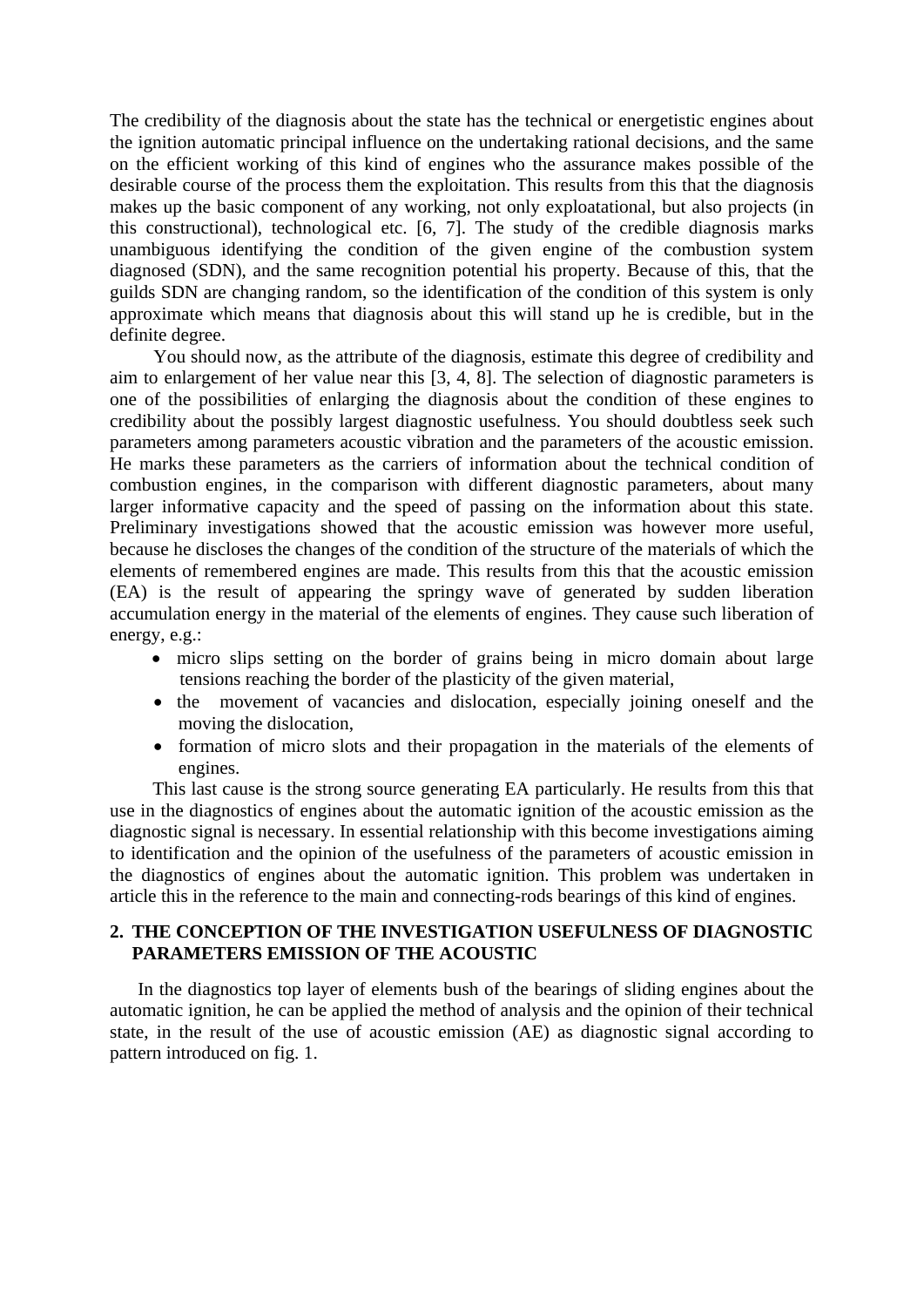The credibility of the diagnosis about the state has the technical or energetistic engines about the ignition automatic principal influence on the undertaking rational decisions, and the same on the efficient working of this kind of engines who the assurance makes possible of the desirable course of the process them the exploitation. This results from this that the diagnosis makes up the basic component of any working, not only exploatational, but also projects (in this constructional), technological etc. [6, 7]. The study of the credible diagnosis marks unambiguous identifying the condition of the given engine of the combustion system diagnosed (SDN), and the same recognition potential his property. Because of this, that the guilds SDN are changing random, so the identification of the condition of this system is only approximate which means that diagnosis about this will stand up he is credible, but in the definite degree.

You should now, as the attribute of the diagnosis, estimate this degree of credibility and aim to enlargement of her value near this [3, 4, 8]. The selection of diagnostic parameters is one of the possibilities of enlarging the diagnosis about the condition of these engines to credibility about the possibly largest diagnostic usefulness. You should doubtless seek such parameters among parameters acoustic vibration and the parameters of the acoustic emission. He marks these parameters as the carriers of information about the technical condition of combustion engines, in the comparison with different diagnostic parameters, about many larger informative capacity and the speed of passing on the information about this state. Preliminary investigations showed that the acoustic emission was however more useful, because he discloses the changes of the condition of the structure of the materials of which the elements of remembered engines are made. This results from this that the acoustic emission (EA) is the result of appearing the springy wave of generated by sudden liberation accumulation energy in the material of the elements of engines. They cause such liberation of energy, e.g.:

- micro slips setting on the border of grains being in micro domain about large tensions reaching the border of the plasticity of the given material,
- the movement of vacancies and dislocation, especially joining oneself and the moving the dislocation,
- formation of micro slots and their propagation in the materials of the elements of engines.

This last cause is the strong source generating EA particularly. He results from this that use in the diagnostics of engines about the automatic ignition of the acoustic emission as the diagnostic signal is necessary. In essential relationship with this become investigations aiming to identification and the opinion of the usefulness of the parameters of acoustic emission in the diagnostics of engines about the automatic ignition. This problem was undertaken in article this in the reference to the main and connecting-rods bearings of this kind of engines.

## 2. THE CONCEPTION OF THE INVESTIGATION USEFULNESS OF DIAGNOSTIC PARAMETERS EMISSION OF THE ACOUSTIC

In the diagnostics top layer of elements bush of the bearings of sliding engines about the automatic ignition, he can be applied the method of analysis and the opinion of their technical state, in the result of the use of acoustic emission (AE) as diagnostic signal according to pattern introduced on fig. 1.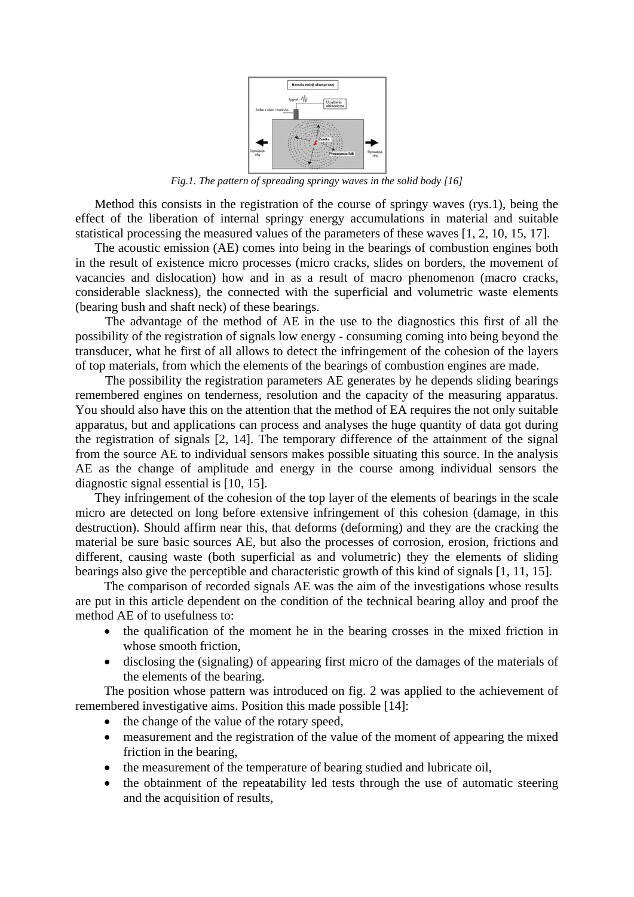*Fig.1. The pattern of spreading springy waves in the solid body [16]*

Method this consists in the registration of the course of springy waves (rys.1), being the effect of the liberation of internal springy energy accumulations in material and suitable statistical processing the measured values of the parameters of these waves [1, 2, 10, 15, 17].

The acoustic emission (AE) comes into being in the bearings of combustion engines both in the result of existence micro processes (micro cracks, slides on borders, the movement of vacancies and dislocation) how and in as a result of macro phenomenon (macro cracks, considerable slackness), the connected with the superficial and volumetric waste elements (bearing bush and shaft neck) of these bearings.

The advantage of the method of AE in the use to the diagnostics this first of all the possibility of the registration of signals low energy - consuming coming into being beyond the transducer, what he first of all allows to detect the infringement of the cohesion of the layers of top materials, from which the elements of the bearings of combustion engines are made.

The possibility the registration parameters AE generates by he depends sliding bearings remembered engines on tenderness, resolution and the capacity of the measuring apparatus. You should also have this on the attention that the method of EA requires the not only suitable apparatus, but and applications can process and analyses the huge quantity of data got during the registration of signals [2, 14]. The temporary difference of the attainment of the signal from the source AE to individual sensors makes possible situating this source. In the analysis AE as the change of amplitude and energy in the course among individual sensors the diagnostic signal essential is [10, 15].

They infringement of the cohesion of the top layer of the elements of bearings in the scale micro are detected on long before extensive infringement of this cohesion (damage, in this destruction). Should affirm near this, that deforms (deforming) and they are the cracking the material be sure basic sources AE, but also the processes of corrosion, erosion, frictions and different, causing waste (both superficial as and volumetric) they the elements of sliding bearings also give the perceptible and characteristic growth of this kind of signals [1, 11, 15].

The comparison of recorded signals AE was the aim of the investigations whose results are put in this article dependent on the condition of the technical bearing alloy and proof the method AE of to usefulness to:

- the qualification of the moment he in the bearing crosses in the mixed friction in whose smooth friction,
- disclosing the (signaling) of appearing first micro of the damages of the materials of the elements of the bearing.

The position whose pattern was introduced on fig. 2 was applied to the achievement of remembered investigative aims. Position this made possible [14]:

- the change of the value of the rotary speed,
- measurement and the registration of the value of the moment of appearing the mixed friction in the bearing,
- the measurement of the temperature of bearing studied and lubricate oil,
- the obtainment of the repeatability led tests through the use of automatic steering and the acquisition of results,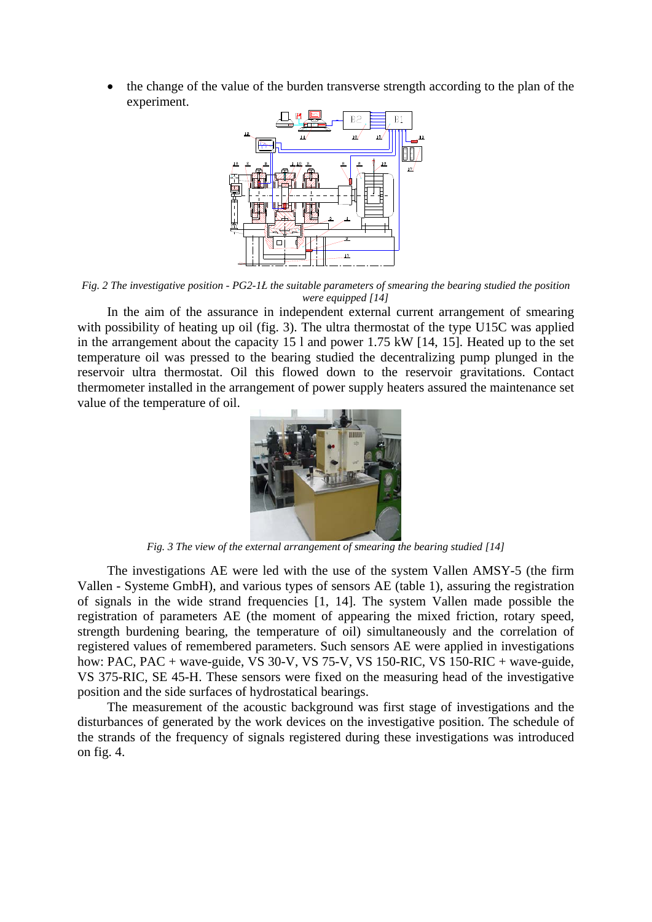- the change of the value of the burden transverse strength according to the plan of the experiment.

*Fig. 2 The investigative position - PG2-1Ł the suitable parameters of smearing the bearing studied the position were equipped [14]*

In the aim of the assurance in independent external current arrangement of smearing with possibility of heating up oil (fig. 3). The ultra thermostat of the type U15C was applied in the arrangement about the capacity 15 l and power 1.75 kW [14, 15]. Heated up to the set temperature oil was pressed to the bearing studied the decentralizing pump plunged in the reservoir ultra thermostat. Oil this flowed down to the reservoir gravitations. Contact thermometer installed in the arrangement of power supply heaters assured the maintenance set value of the temperature of oil.

*Fig. 3 The view of the external arrangement of smearing the bearing studied [14]*

The investigations AE were led with the use of the system Vallen AMSY-5 (the firm Vallen - Systeme GmbH), and various types of sensors AE (table 1), assuring the registration of signals in the wide strand frequencies [1, 14]. The system Vallen made possible the registration of parameters AE (the moment of appearing the mixed friction, rotary speed, strength burdening bearing, the temperature of oil) simultaneously and the correlation of registered values of remembered parameters. Such sensors AE were applied in investigations how: PAC, PAC + wave-guide, VS 30-V, VS 75-V, VS 150-RIC, VS 150-RIC + wave-guide, VS 375-RIC, SE 45-H. These sensors were fixed on the measuring head of the investigative position and the side surfaces of hydrostatical bearings.

The measurement of the acoustic background was first stage of investigations and the disturbances of generated by the work devices on the investigative position. The schedule of the strands of the frequency of signals registered during these investigations was introduced on fig. 4.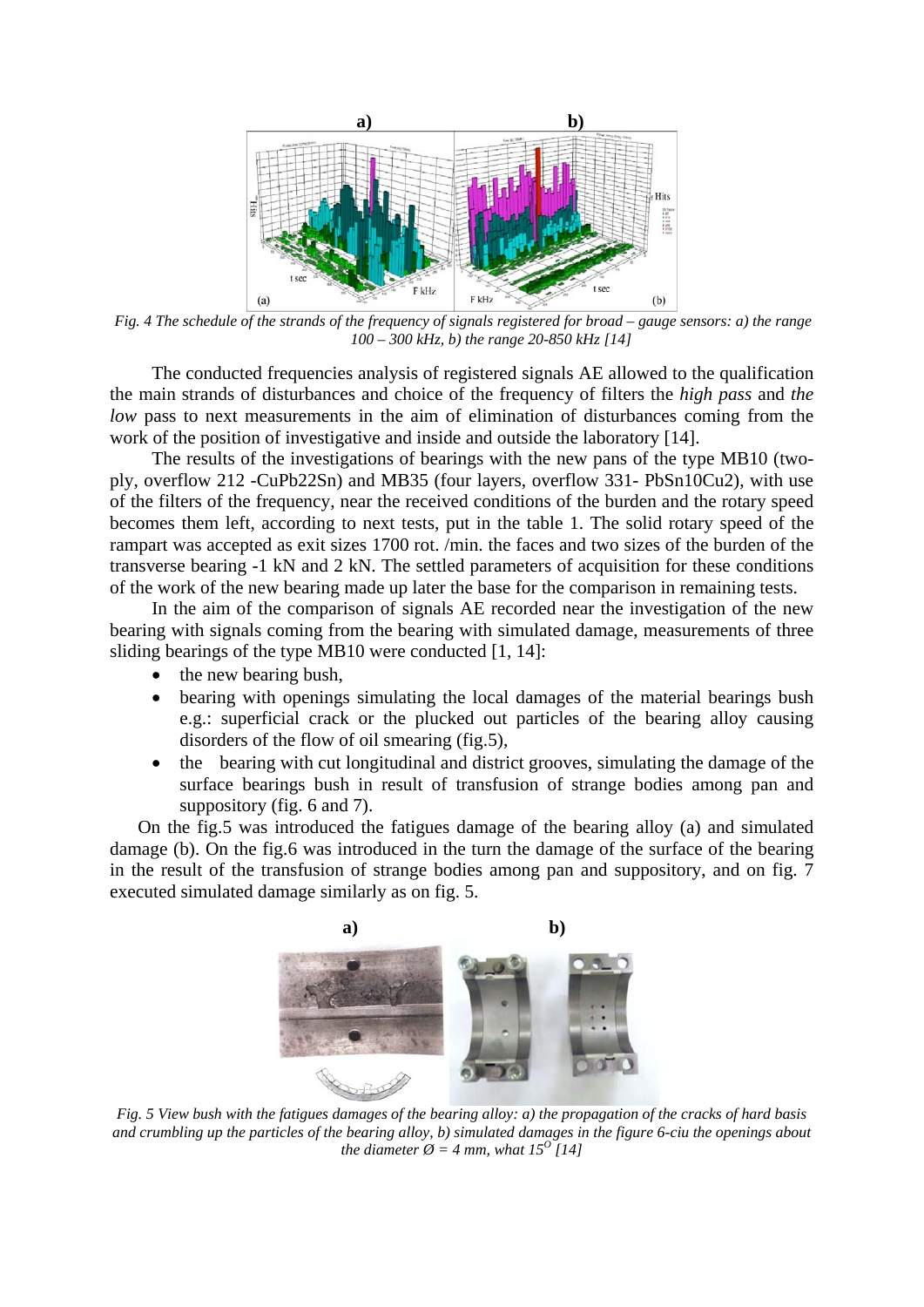*Fig. 4 The schedule of the strands of the frequency of signals registered for broad – gauge sensors: a) the range 100 – 300 kHz, b) the range 20-850 kHz [14]*

The conducted frequencies analysis of registered signals AE allowed to the qualification the main strands of disturbances and choice of the frequency of filters the *high pass* and *the low* pass to next measurements in the aim of elimination of disturbances coming from the work of the position of investigative and inside and outside the laboratory [14].

The results of the investigations of bearings with the new pans of the type MB10 (two-ply, overflow 212 -CuPb22Sn) and MB35 (four layers, overflow 331- PbSn10Cu2), with use of the filters of the frequency, near the received conditions of the burden and the rotary speed becomes them left, according to next tests, put in the table 1. The solid rotary speed of the rampart was accepted as exit sizes 1700 rot. /min. the faces and two sizes of the burden of the transverse bearing -1 kN and 2 kN. The settled parameters of acquisition for these conditions of the work of the new bearing made up later the base for the comparison in remaining tests.

In the aim of the comparison of signals AE recorded near the investigation of the new bearing with signals coming from the bearing with simulated damage, measurements of three sliding bearings of the type MB10 were conducted [1, 14]:

- the new bearing bush,
- bearing with openings simulating the local damages of the material bearings bush e.g.: superficial crack or the plucked out particles of the bearing alloy causing disorders of the flow of oil smearing (fig.5),
- the bearing with cut longitudinal and district grooves, simulating the damage of the surface bearings bush in result of transfusion of strange bodies among pan and suppository (fig. 6 and 7).

On the fig.5 was introduced the fatigues damage of the bearing alloy (a) and simulated damage (b). On the fig.6 was introduced in the turn the damage of the surface of the bearing in the result of the transfusion of strange bodies among pan and suppository, and on fig. 7 executed simulated damage similarly as on fig. 5.

*Fig. 5 View bush with the fatigues damages of the bearing alloy: a) the propagation of the cracks of hard basis and crumbling up the particles of the bearing alloy, b) simulated damages in the figure 6-ciu the openings about the diameter Ø = 4 mm, what $15^{O}$ [14]*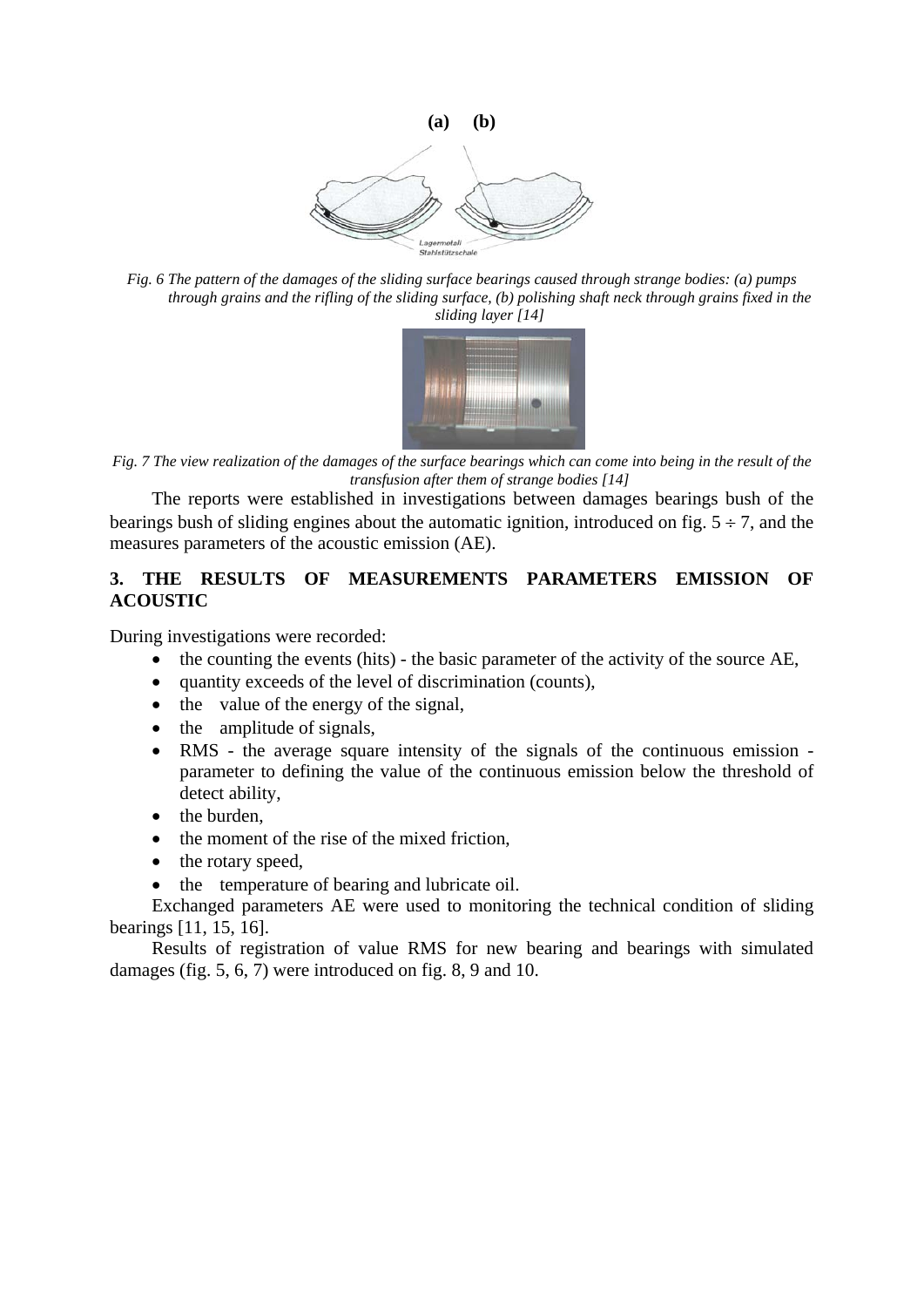(a) (b)

*Fig. 6 The pattern of the damages of the sliding surface bearings caused through strange bodies: (a) pumps through grains and the rifling of the sliding surface, (b) polishing shaft neck through grains fixed in the sliding layer [14]*

*Fig. 7 The view realization of the damages of the surface bearings which can come into being in the result of the transfusion after them of strange bodies [14]*

The reports were established in investigations between damages bearings bush of the bearings bush of sliding engines about the automatic ignition, introduced on fig. 5 ÷ 7, and the measures parameters of the acoustic emission (AE).

## 3. THE RESULTS OF MEASUREMENTS PARAMETERS EMISSION OF ACOUSTIC

During investigations were recorded:

- the counting the events (hits) - the basic parameter of the activity of the source AE,
- quantity exceeds of the level of discrimination (counts),
- the value of the energy of the signal,
- the amplitude of signals,
- RMS - the average square intensity of the signals of the continuous emission - parameter to defining the value of the continuous emission below the threshold of detect ability,
- the burden,
- the moment of the rise of the mixed friction,
- the rotary speed,
- the temperature of bearing and lubricate oil.

Exchanged parameters AE were used to monitoring the technical condition of sliding bearings [11, 15, 16].

Results of registration of value RMS for new bearing and bearings with simulated damages (fig. 5, 6, 7) were introduced on fig. 8, 9 and 10.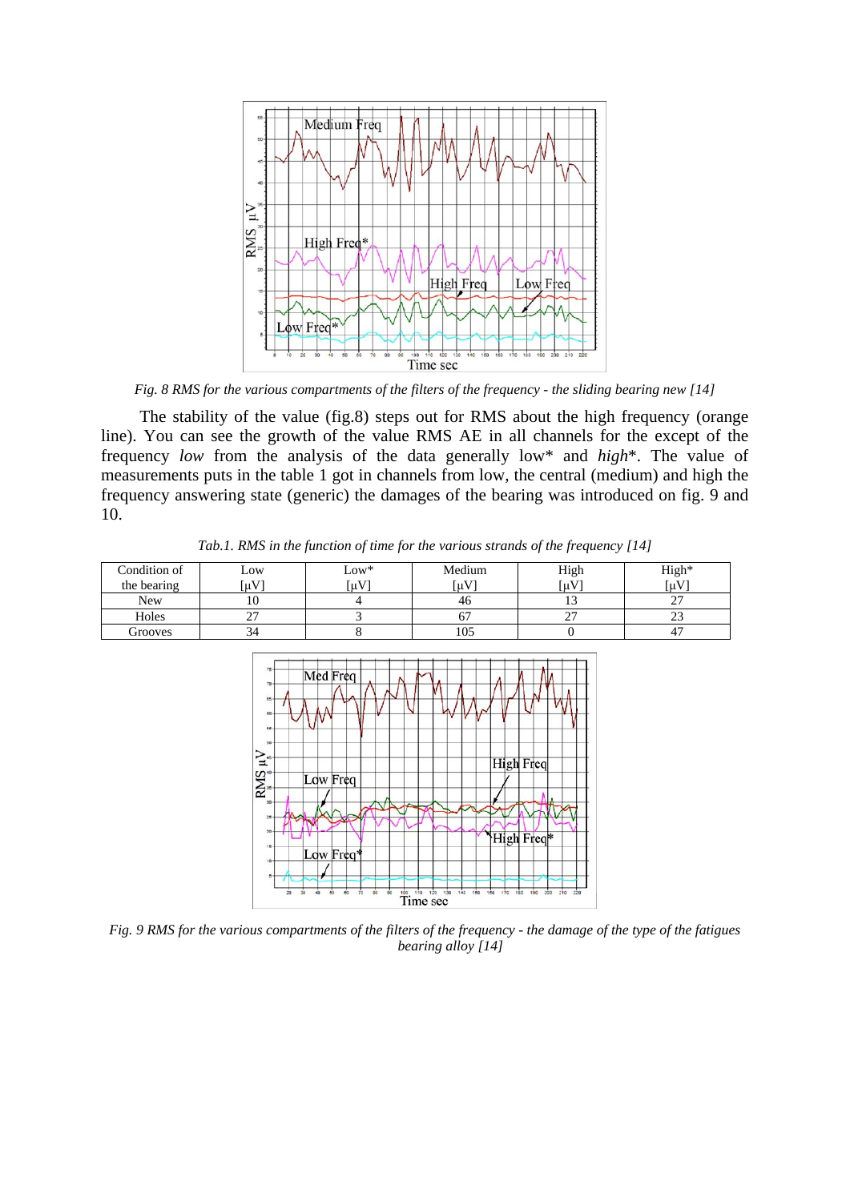*Fig. 8 RMS for the various compartments of the filters of the frequency - the sliding bearing new [14]*

The stability of the value (fig.8) steps out for RMS about the high frequency (orange line). You can see the growth of the value RMS AE in all channels for the except of the frequency *low* from the analysis of the data generally low* and *high**. The value of measurements puts in the table 1 got in channels from low, the central (medium) and high the frequency answering state (generic) the damages of the bearing was introduced on fig. 9 and 10.

*Tab.1. RMS in the function of time for the various strands of the frequency [14]*

| Condition of the bearing | Low [μV] | Low* [μV] | Medium [μV] | High [μV] | High* [μV] |
|---|---|---|---|---|---|
| New | 10 | 4 | 46 | 13 | 27 |
| Holes | 27 | 3 | 67 | 27 | 23 |
| Grooves | 34 | 8 | 105 | 0 | 47 |

*Fig. 9 RMS for the various compartments of the filters of the frequency - the damage of the type of the fatigues bearing alloy [14]*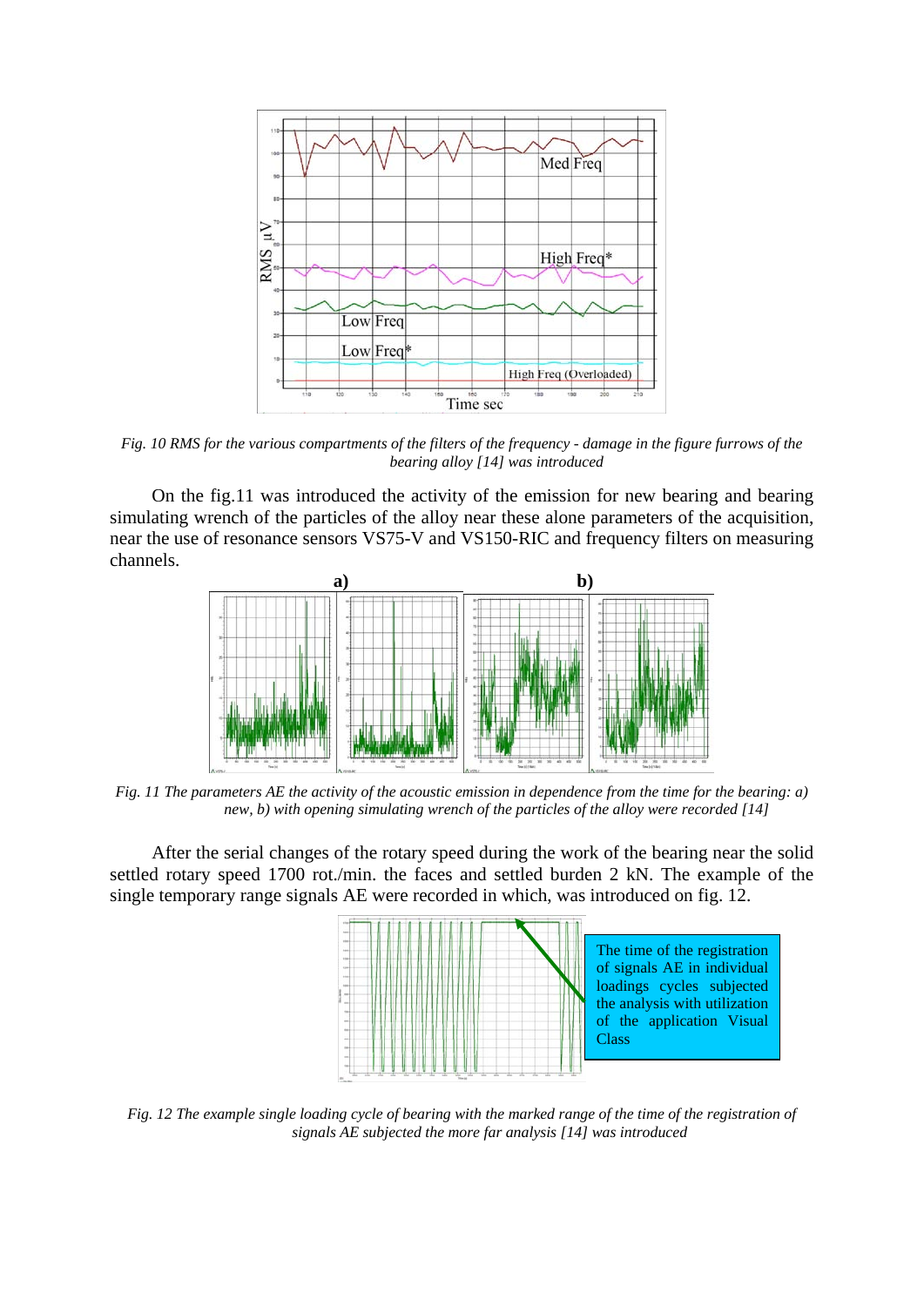*Fig. 10 RMS for the various compartments of the filters of the frequency - damage in the figure furrows of the bearing alloy [14] was introduced*

On the fig.11 was introduced the activity of the emission for new bearing and bearing simulating wrench of the particles of the alloy near these alone parameters of the acquisition, near the use of resonance sensors VS75-V and VS150-RIC and frequency filters on measuring channels.

*Fig. 11 The parameters AE the activity of the acoustic emission in dependence from the time for the bearing: a) new, b) with opening simulating wrench of the particles of the alloy were recorded [14]*

After the serial changes of the rotary speed during the work of the bearing near the solid settled rotary speed 1700 rot./min. the faces and settled burden 2 kN. The example of the single temporary range signals AE were recorded in which, was introduced on fig. 12.

*Fig. 12 The example single loading cycle of bearing with the marked range of the time of the registration of signals AE subjected the more far analysis [14] was introduced*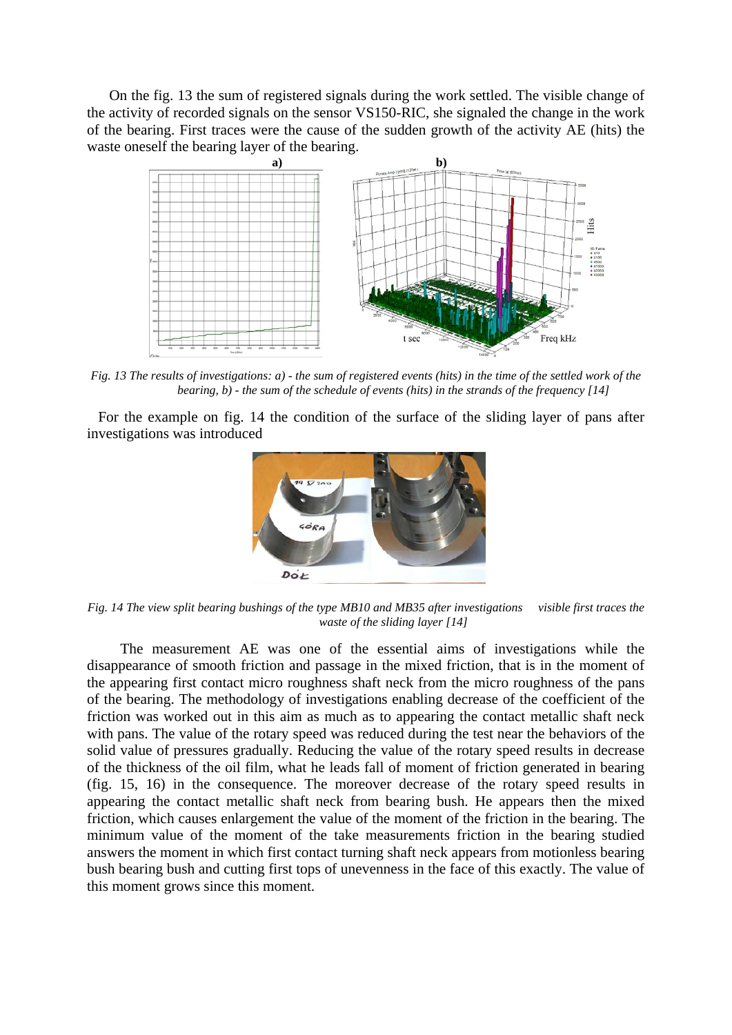On the fig. 13 the sum of registered signals during the work settled. The visible change of the activity of recorded signals on the sensor VS150-RIC, she signaled the change in the work of the bearing. First traces were the cause of the sudden growth of the activity AE (hits) the waste oneself the bearing layer of the bearing.

*Fig. 13 The results of investigations: a) - the sum of registered events (hits) in the time of the settled work of the bearing, b) - the sum of the schedule of events (hits) in the strands of the frequency [14]*

For the example on fig. 14 the condition of the surface of the sliding layer of pans after investigations was introduced

*Fig. 14 The view split bearing bushings of the type MB10 and MB35 after investigations visible first traces the waste of the sliding layer [14]*

The measurement AE was one of the essential aims of investigations while the disappearance of smooth friction and passage in the mixed friction, that is in the moment of the appearing first contact micro roughness shaft neck from the micro roughness of the pans of the bearing. The methodology of investigations enabling decrease of the coefficient of the friction was worked out in this aim as much as to appearing the contact metallic shaft neck with pans. The value of the rotary speed was reduced during the test near the behaviors of the solid value of pressures gradually. Reducing the value of the rotary speed results in decrease of the thickness of the oil film, what he leads fall of moment of friction generated in bearing (fig. 15, 16) in the consequence. The moreover decrease of the rotary speed results in appearing the contact metallic shaft neck from bearing bush. He appears then the mixed friction, which causes enlargement the value of the moment of the friction in the bearing. The minimum value of the moment of the take measurements friction in the bearing studied answers the moment in which first contact turning shaft neck appears from motionless bearing bush bearing bush and cutting first tops of unevenness in the face of this exactly. The value of this moment grows since this moment.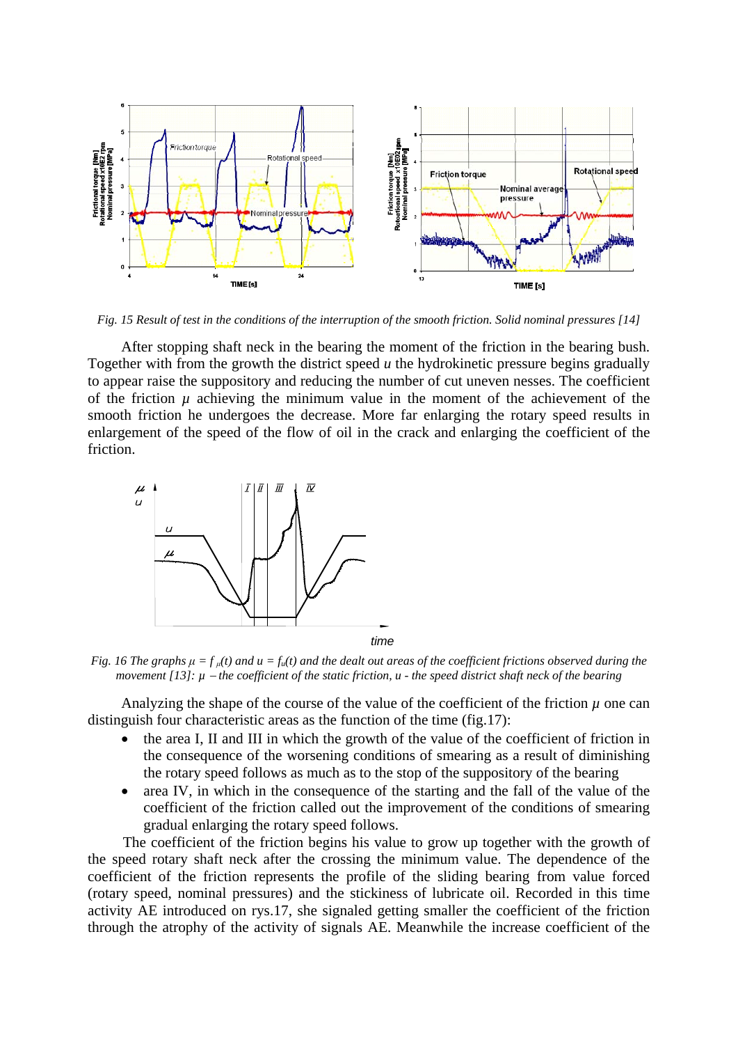*Fig. 15 Result of test in the conditions of the interruption of the smooth friction. Solid nominal pressures [14]*

After stopping shaft neck in the bearing the moment of the friction in the bearing bush. Together with from the growth the district speed $u$ the hydrokinetic pressure begins gradually to appear raise the suppository and reducing the number of cut uneven nesses. The coefficient of the friction $\mu$ achieving the minimum value in the moment of the achievement of the smooth friction he undergoes the decrease. More far enlarging the rotary speed results in enlargement of the speed of the flow of oil in the crack and enlarging the coefficient of the friction.

*Fig. 16 The graphs $\mu = f_{\mu}(t)$ and $u = f_u(t)$ and the dealt out areas of the coefficient frictions observed during the movement [13]: $\mu$ – the coefficient of the static friction, u - the speed district shaft neck of the bearing*

Analyzing the shape of the course of the value of the coefficient of the friction $\mu$ one can distinguish four characteristic areas as the function of the time (fig.17):

- the area I, II and III in which the growth of the value of the coefficient of friction in the consequence of the worsening conditions of smearing as a result of diminishing the rotary speed follows as much as to the stop of the suppository of the bearing
- area IV, in which in the consequence of the starting and the fall of the value of the coefficient of the friction called out the improvement of the conditions of smearing gradual enlarging the rotary speed follows.

The coefficient of the friction begins his value to grow up together with the growth of the speed rotary shaft neck after the crossing the minimum value. The dependence of the coefficient of the friction represents the profile of the sliding bearing from value forced (rotary speed, nominal pressures) and the stickiness of lubricate oil. Recorded in this time activity AE introduced on rys.17, she signaled getting smaller the coefficient of the friction through the atrophy of the activity of signals AE. Meanwhile the increase coefficient of the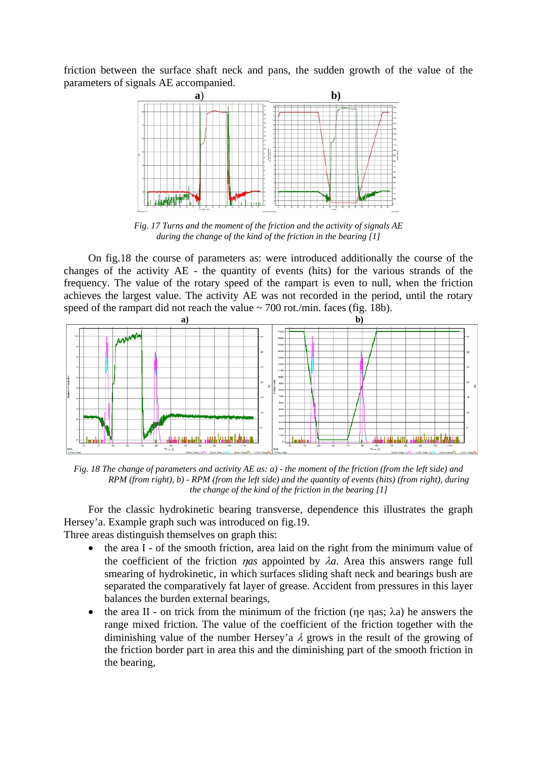friction between the surface shaft neck and pans, the sudden growth of the value of the parameters of signals AE accompanied.

*Fig. 17 Turns and the moment of the friction and the activity of signals AE during the change of the kind of the friction in the bearing [1]*

On fig.18 the course of parameters as: were introduced additionally the course of the changes of the activity AE - the quantity of events (hits) for the various strands of the frequency. The value of the rotary speed of the rampart is even to null, when the friction achieves the largest value. The activity AE was not recorded in the period, until the rotary speed of the rampart did not reach the value ~ 700 rot./min. faces (fig. 18b).

*Fig. 18 The change of parameters and activity AE as: a) - the moment of the friction (from the left side) and RPM (from right), b) - RPM (from the left side) and the quantity of events (hits) (from right), during the change of the kind of the friction in the bearing [1]*

For the classic hydrokinetic bearing transverse, dependence this illustrates the graph Hersey'a. Example graph such was introduced on fig.19.
Three areas distinguish themselves on graph this:

- the area I - of the smooth friction, area laid on the right from the minimum value of the coefficient of the friction $\eta as$ appointed by $\lambda a$. Area this answers range full smearing of hydrokinetic, in which surfaces sliding shaft neck and bearings bush are separated the comparatively fat layer of grease. Accident from pressures in this layer balances the burden external bearings,
- the area II - on trick from the minimum of the friction (ηe ηas; λa) he answers the range mixed friction. The value of the coefficient of the friction together with the diminishing value of the number Hersey'a $\lambda$ grows in the result of the growing of the friction border part in area this and the diminishing part of the smooth friction in the bearing,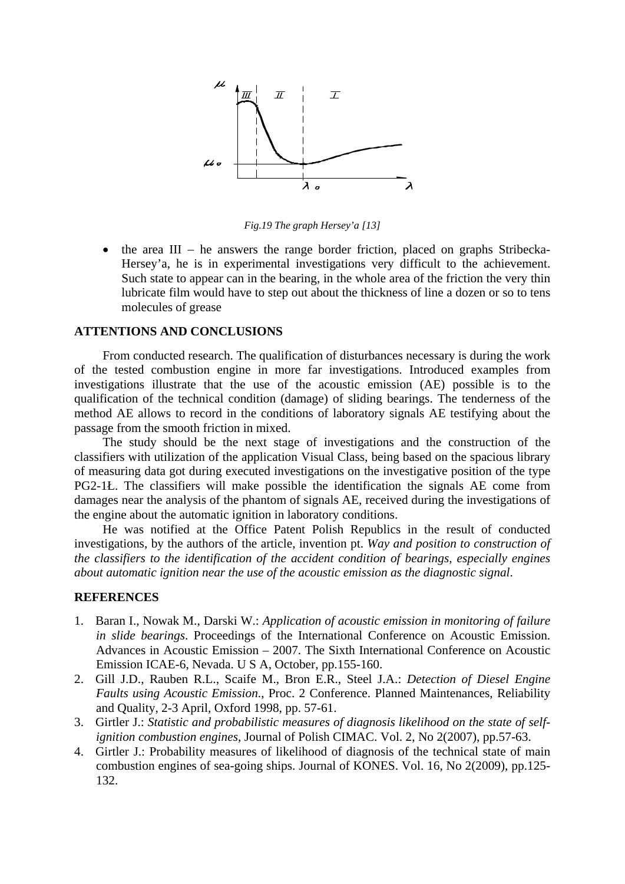*Fig.19 The graph Hersey'a [13]*

- the area III – he answers the range border friction, placed on graphs Stribecka-Hersey'a, he is in experimental investigations very difficult to the achievement. Such state to appear can in the bearing, in the whole area of the friction the very thin lubricate film would have to step out about the thickness of line a dozen or so to tens molecules of grease

## ATTENTIONS AND CONCLUSIONS

From conducted research. The qualification of disturbances necessary is during the work of the tested combustion engine in more far investigations. Introduced examples from investigations illustrate that the use of the acoustic emission (AE) possible is to the qualification of the technical condition (damage) of sliding bearings. The tenderness of the method AE allows to record in the conditions of laboratory signals AE testifying about the passage from the smooth friction in mixed.

The study should be the next stage of investigations and the construction of the classifiers with utilization of the application Visual Class, being based on the spacious library of measuring data got during executed investigations on the investigative position of the type PG2-1Ł. The classifiers will make possible the identification the signals AE come from damages near the analysis of the phantom of signals AE, received during the investigations of the engine about the automatic ignition in laboratory conditions.

He was notified at the Office Patent Polish Republics in the result of conducted investigations, by the authors of the article, invention pt. *Way and position to construction of the classifiers to the identification of the accident condition of bearings, especially engines about automatic ignition near the use of the acoustic emission as the diagnostic signal*.

## REFERENCES

1. Baran I., Nowak M., Darski W.: *Application of acoustic emission in monitoring of failure in slide bearings*. Proceedings of the International Conference on Acoustic Emission. Advances in Acoustic Emission – 2007. The Sixth International Conference on Acoustic Emission ICAE-6, Nevada. U S A, October, pp.155-160.
2. Gill J.D., Rauben R.L., Scaife M., Bron E.R., Steel J.A.: *Detection of Diesel Engine Faults using Acoustic Emission.*, Proc. 2 Conference. Planned Maintenances, Reliability and Quality, 2-3 April, Oxford 1998, pp. 57-61.
3. Girtler J.: *Statistic and probabilistic measures of diagnosis likelihood on the state of self-ignition combustion engines*, Journal of Polish CIMAC. Vol. 2, No 2(2007), pp.57-63.
4. Girtler J.: Probability measures of likelihood of diagnosis of the technical state of main combustion engines of sea-going ships. Journal of KONES. Vol. 16, No 2(2009), pp.125-132.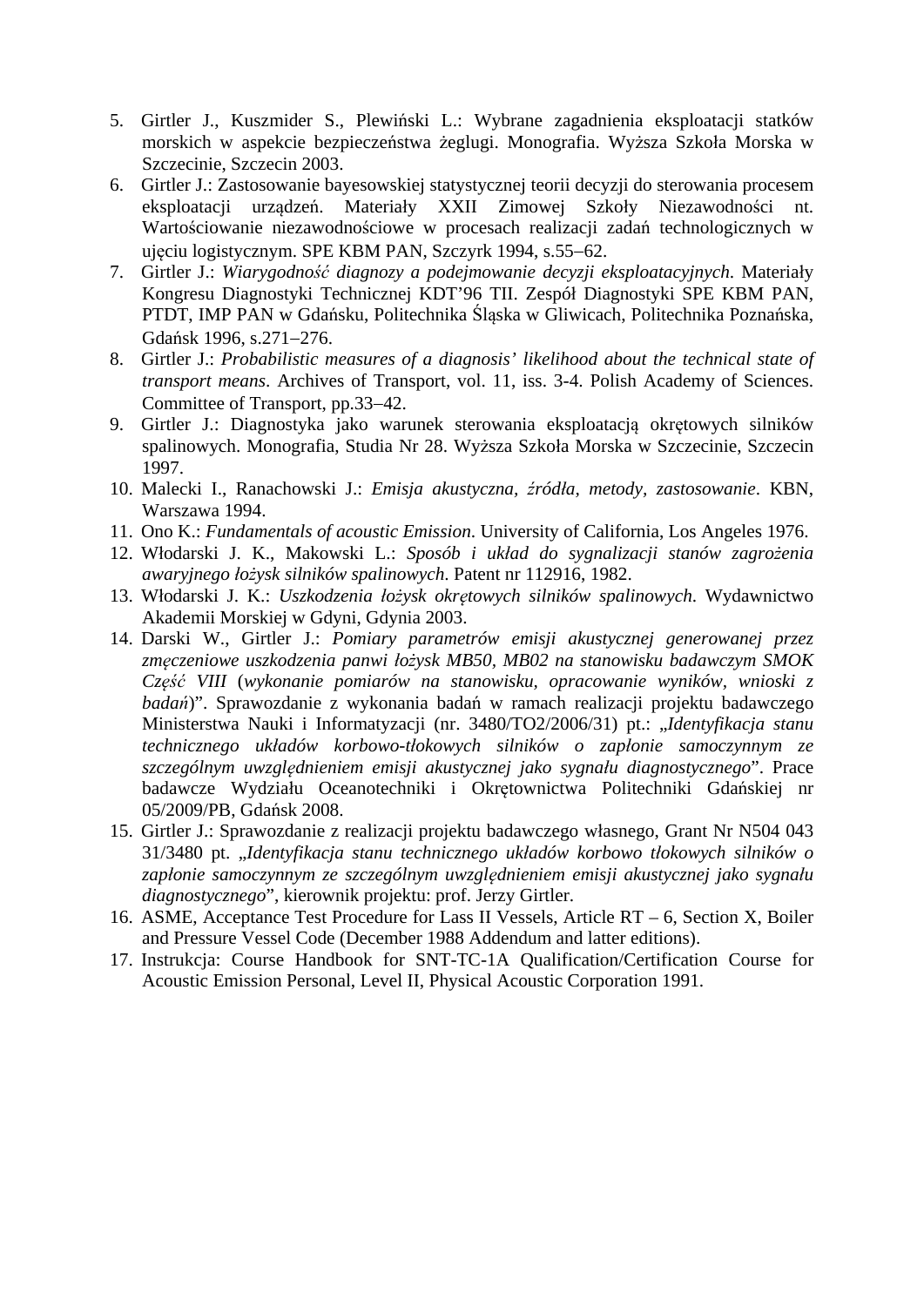5. Girtler J., Kuszmider S., Plewiński L.: Wybrane zagadnienia eksploatacji statków morskich w aspekcie bezpieczeństwa żeglugi. Monografia. Wyższa Szkoła Morska w Szczecinie, Szczecin 2003.
6. Girtler J.: Zastosowanie bayesowskiej statystycznej teorii decyzji do sterowania procesem eksploatacji urządzeń. Materiały XXII Zimowej Szkoły Niezawodności nt. Wartościowanie niezawodnościowe w procesach realizacji zadań technologicznych w ujęciu logistycznym. SPE KBM PAN, Szczyrk 1994, s.55–62.
7. Girtler J.: *Wiarygodność diagnozy a podejmowanie decyzji eksploatacyjnych*. Materiały Kongresu Diagnostyki Technicznej KDT'96 TII. Zespół Diagnostyki SPE KBM PAN, PTDT, IMP PAN w Gdańsku, Politechnika Śląska w Gliwicach, Politechnika Poznańska, Gdańsk 1996, s.271–276.
8. Girtler J.: *Probabilistic measures of a diagnosis' likelihood about the technical state of transport means*. Archives of Transport, vol. 11, iss. 3-4. Polish Academy of Sciences. Committee of Transport, pp.33–42.
9. Girtler J.: Diagnostyka jako warunek sterowania eksploatacją okrętowych silników spalinowych. Monografia, Studia Nr 28. Wyższa Szkoła Morska w Szczecinie, Szczecin 1997.
10. Malecki I., Ranachowski J.: *Emisja akustyczna, źródła, metody, zastosowanie*. KBN, Warszawa 1994.
11. Ono K.: *Fundamentals of acoustic Emission*. University of California, Los Angeles 1976.
12. Włodarski J. K., Makowski L.: *Sposób i układ do sygnalizacji stanów zagrożenia awaryjnego łożysk silników spalinowych*. Patent nr 112916, 1982.
13. Włodarski J. K.: *Uszkodzenia łożysk okrętowych silników spalinowych*. Wydawnictwo Akademii Morskiej w Gdyni, Gdynia 2003.
14. Darski W., Girtler J.: *Pomiary parametrów emisji akustycznej generowanej przez zmęczeniowe uszkodzenia panwi łożysk MB50, MB02 na stanowisku badawczym SMOK Część VIII* (*wykonanie pomiarów na stanowisku, opracowanie wyników, wnioski z badań*)". Sprawozdanie z wykonania badań w ramach realizacji projektu badawczego Ministerstwa Nauki i Informatyzacji (nr. 3480/TO2/2006/31) pt.: „*Identyfikacja stanu technicznego układów korbowo-tłokowych silników o zapłonie samoczynnym ze szczególnym uwzględnieniem emisji akustycznej jako sygnału diagnostycznego*". Prace badawcze Wydziału Oceanotechniki i Okrętownictwa Politechniki Gdańskiej nr 05/2009/PB, Gdańsk 2008.
15. Girtler J.: Sprawozdanie z realizacji projektu badawczego własnego, Grant Nr N504 043 31/3480 pt. „*Identyfikacja stanu technicznego układów korbowo tłokowych silników o zapłonie samoczynnym ze szczególnym uwzględnieniem emisji akustycznej jako sygnału diagnostycznego*", kierownik projektu: prof. Jerzy Girtler.
16. ASME, Acceptance Test Procedure for Lass II Vessels, Article RT – 6, Section X, Boiler and Pressure Vessel Code (December 1988 Addendum and latter editions).
17. Instrukcja: Course Handbook for SNT-TC-1A Qualification/Certification Course for Acoustic Emission Personal, Level II, Physical Acoustic Corporation 1991.